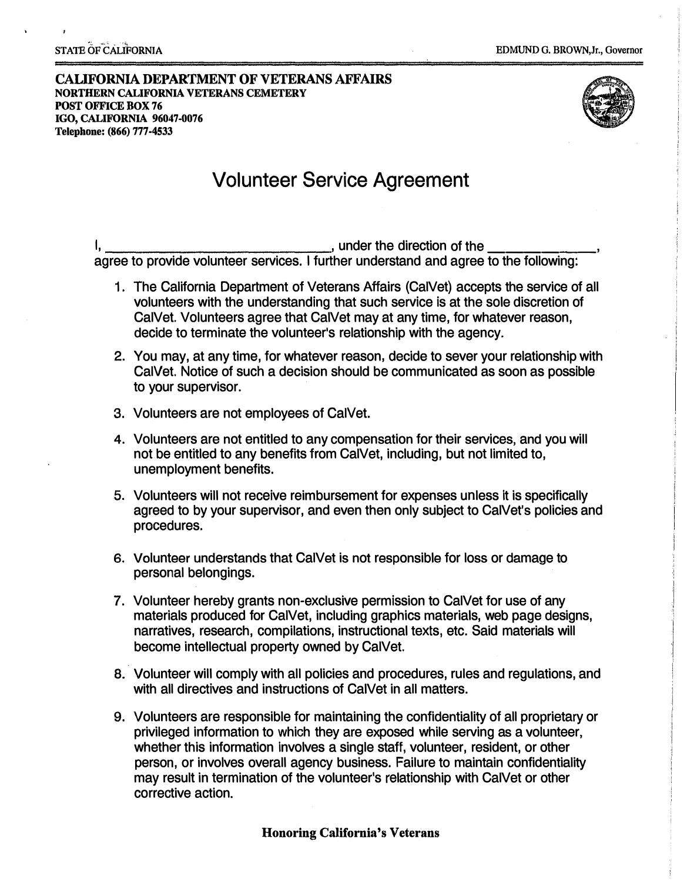STATE OF CALIFORNIA

EDMUND G. BROWN,Jr., Governor

**CALIFORNIA DEPARTMENT OF VETERANS AFFAIRS**
**NORTHERN CALIFORNIA VETERANS CEMETERY**
**POST OFFICE BOX 76**
**IGO, CALIFORNIA 96047-0076**
**Telephone: (866) 777-4533**

# Volunteer Service Agreement

I, ________________________________, under the direction of the ______________, agree to provide volunteer services. I further understand and agree to the following:

1. The California Department of Veterans Affairs (CalVet) accepts the service of all volunteers with the understanding that such service is at the sole discretion of CalVet. Volunteers agree that CalVet may at any time, for whatever reason, decide to terminate the volunteer's relationship with the agency.
2. You may, at any time, for whatever reason, decide to sever your relationship with CalVet. Notice of such a decision should be communicated as soon as possible to your supervisor.
3. Volunteers are not employees of CalVet.
4. Volunteers are not entitled to any compensation for their services, and you will not be entitled to any benefits from CalVet, including, but not limited to, unemployment benefits.
5. Volunteers will not receive reimbursement for expenses unless it is specifically agreed to by your supervisor, and even then only subject to CalVet's policies and procedures.
6. Volunteer understands that CalVet is not responsible for loss or damage to personal belongings.
7. Volunteer hereby grants non-exclusive permission to CalVet for use of any materials produced for CalVet, including graphics materials, web page designs, narratives, research, compilations, instructional texts, etc. Said materials will become intellectual property owned by CalVet.
8. Volunteer will comply with all policies and procedures, rules and regulations, and with all directives and instructions of CalVet in all matters.
9. Volunteers are responsible for maintaining the confidentiality of all proprietary or privileged information to which they are exposed while serving as a volunteer, whether this information involves a single staff, volunteer, resident, or other person, or involves overall agency business. Failure to maintain confidentiality may result in termination of the volunteer's relationship with CalVet or other corrective action.

**Honoring California's Veterans**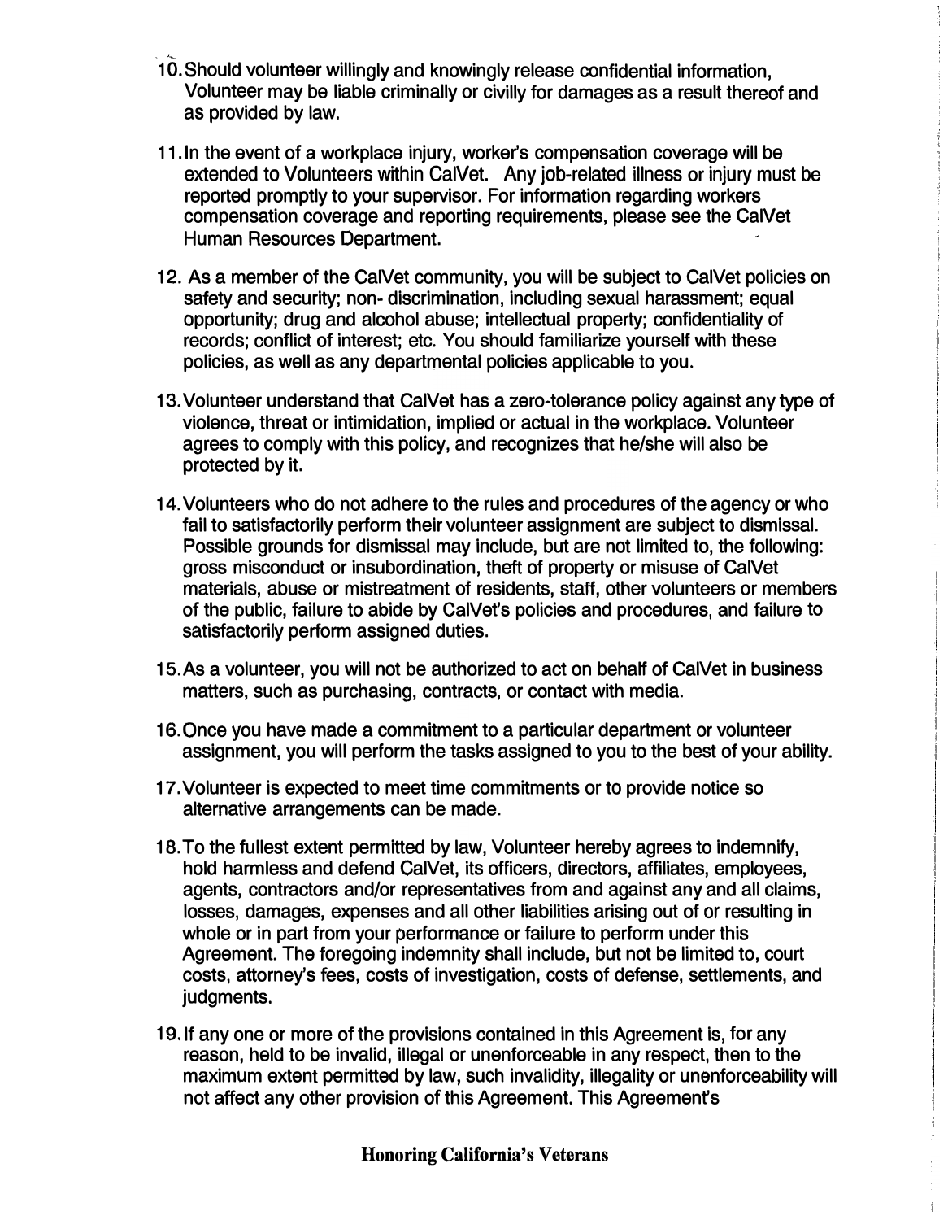10. Should volunteer willingly and knowingly release confidential information, Volunteer may be liable criminally or civilly for damages as a result thereof and as provided by law.

11. In the event of a workplace injury, worker's compensation coverage will be extended to Volunteers within CalVet. Any job-related illness or injury must be reported promptly to your supervisor. For information regarding workers compensation coverage and reporting requirements, please see the CalVet Human Resources Department.

12. As a member of the CalVet community, you will be subject to CalVet policies on safety and security; non- discrimination, including sexual harassment; equal opportunity; drug and alcohol abuse; intellectual property; confidentiality of records; conflict of interest; etc. You should familiarize yourself with these policies, as well as any departmental policies applicable to you.

13. Volunteer understand that CalVet has a zero-tolerance policy against any type of violence, threat or intimidation, implied or actual in the workplace. Volunteer agrees to comply with this policy, and recognizes that he/she will also be protected by it.

14. Volunteers who do not adhere to the rules and procedures of the agency or who fail to satisfactorily perform their volunteer assignment are subject to dismissal. Possible grounds for dismissal may include, but are not limited to, the following: gross misconduct or insubordination, theft of property or misuse of CalVet materials, abuse or mistreatment of residents, staff, other volunteers or members of the public, failure to abide by CalVet's policies and procedures, and failure to satisfactorily perform assigned duties.

15. As a volunteer, you will not be authorized to act on behalf of CalVet in business matters, such as purchasing, contracts, or contact with media.

16. Once you have made a commitment to a particular department or volunteer assignment, you will perform the tasks assigned to you to the best of your ability.

17. Volunteer is expected to meet time commitments or to provide notice so alternative arrangements can be made.

18. To the fullest extent permitted by law, Volunteer hereby agrees to indemnify, hold harmless and defend CalVet, its officers, directors, affiliates, employees, agents, contractors and/or representatives from and against any and all claims, losses, damages, expenses and all other liabilities arising out of or resulting in whole or in part from your performance or failure to perform under this Agreement. The foregoing indemnity shall include, but not be limited to, court costs, attorney's fees, costs of investigation, costs of defense, settlements, and judgments.

19. If any one or more of the provisions contained in this Agreement is, for any reason, held to be invalid, illegal or unenforceable in any respect, then to the maximum extent permitted by law, such invalidity, illegality or unenforceability will not affect any other provision of this Agreement. This Agreement's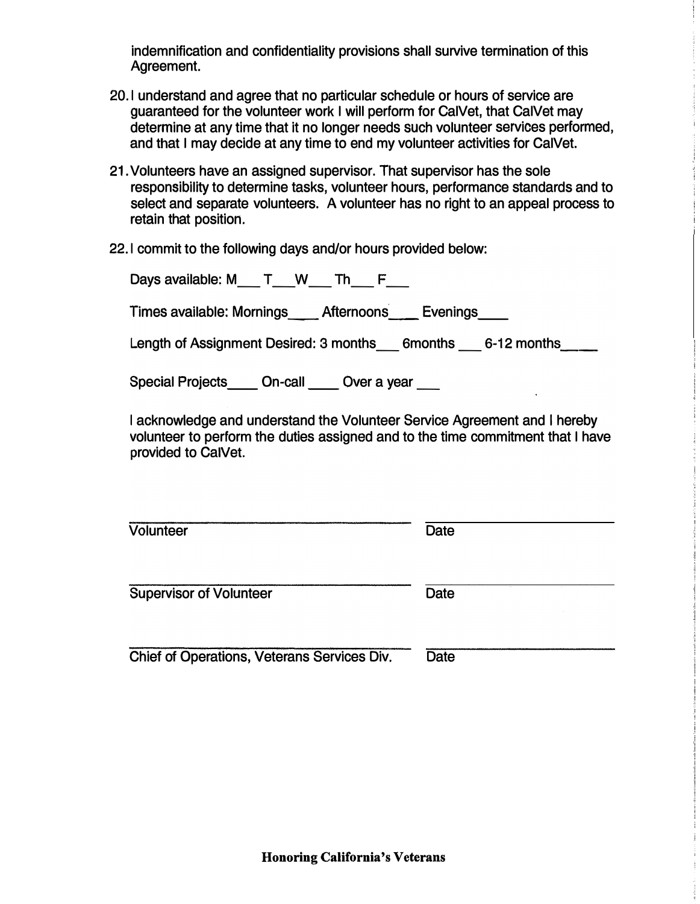indemnification and confidentiality provisions shall survive termination of this Agreement.

20. I understand and agree that no particular schedule or hours of service are guaranteed for the volunteer work I will perform for CalVet, that CalVet may determine at any time that it no longer needs such volunteer services performed, and that I may decide at any time to end my volunteer activities for CalVet.

21. Volunteers have an assigned supervisor. That supervisor has the sole responsibility to determine tasks, volunteer hours, performance standards and to select and separate volunteers. A volunteer has no right to an appeal process to retain that position.

22. I commit to the following days and/or hours provided below:

    Days available: M___ T___ W___ Th___ F___

    Times available: Mornings____ Afternoons____ Evenings____

    Length of Assignment Desired: 3 months___ 6months ___ 6-12 months_____

    Special Projects____ On-call ____ Over a year ___

    I acknowledge and understand the Volunteer Service Agreement and I hereby volunteer to perform the duties assigned and to the time commitment that I have provided to CalVet.

______________________________ ______________________

Volunteer                                             Date

______________________________ ______________________

Supervisor of Volunteer                               Date

______________________________ ______________________

Chief of Operations, Veterans Services Div.           Date

**Honoring California's Veterans**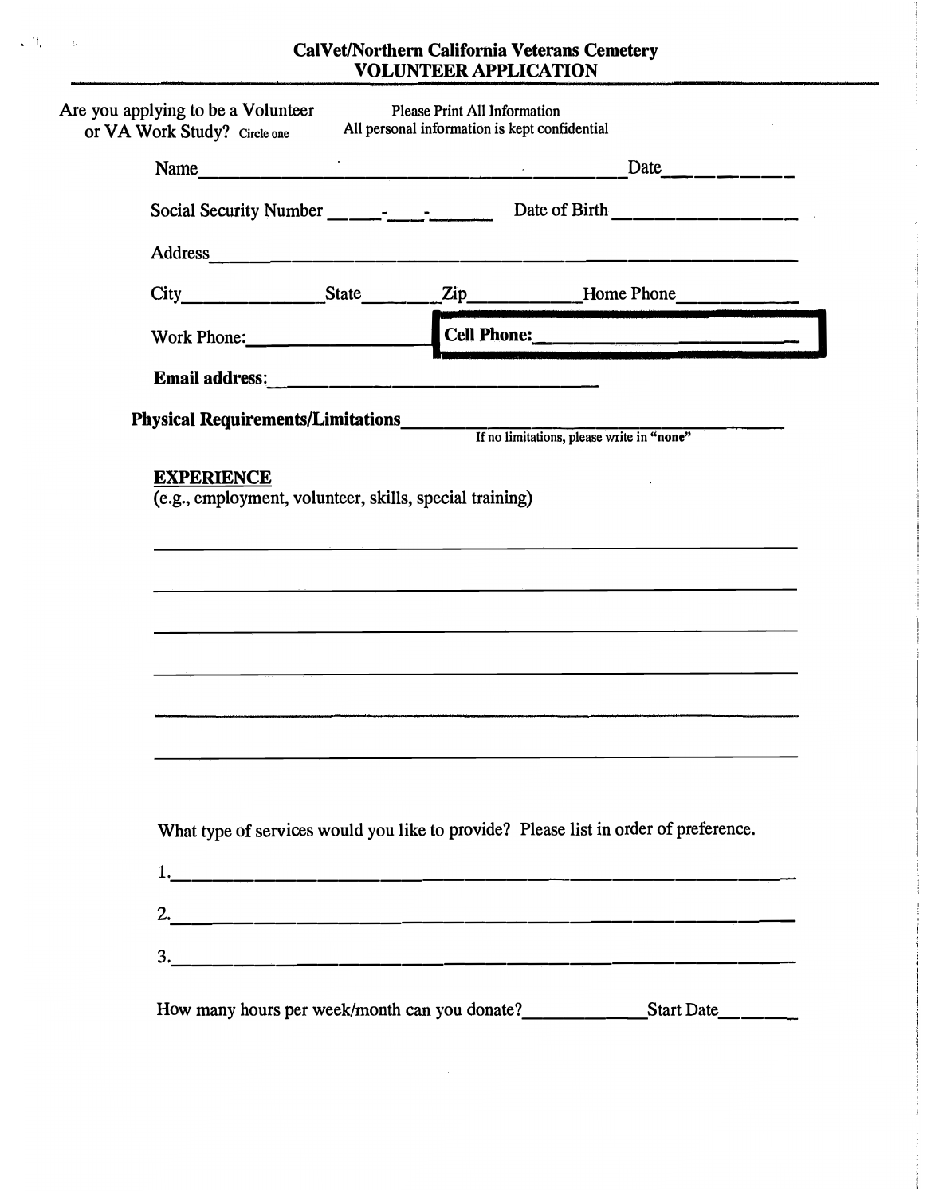# CalVet/Northern California Veterans Cemetery
# VOLUNTEER APPLICATION

Are you applying to be a Volunteer or VA Work Study? Circle one

Please Print All Information
All personal information is kept confidential

Name________________________________________ Date____________

Social Security Number ______-_____-_______ Date of Birth ________________

Address________________________________________________________

City______________ State________ Zip____________ Home Phone____________

Work Phone:________________ **Cell Phone:**________________________

**Email address:**____________________________

**Physical Requirements/Limitations**________________________________________
If no limitations, please write in **"none"**

**EXPERIENCE**
(e.g., employment, volunteer, skills, special training)

________________________________________________________________

________________________________________________________________

________________________________________________________________

________________________________________________________________

________________________________________________________________

________________________________________________________________

What type of services would you like to provide? Please list in order of preference.

1.________________________________________________________________

2.________________________________________________________________

3.________________________________________________________________

How many hours per week/month can you donate?____________ Start Date________